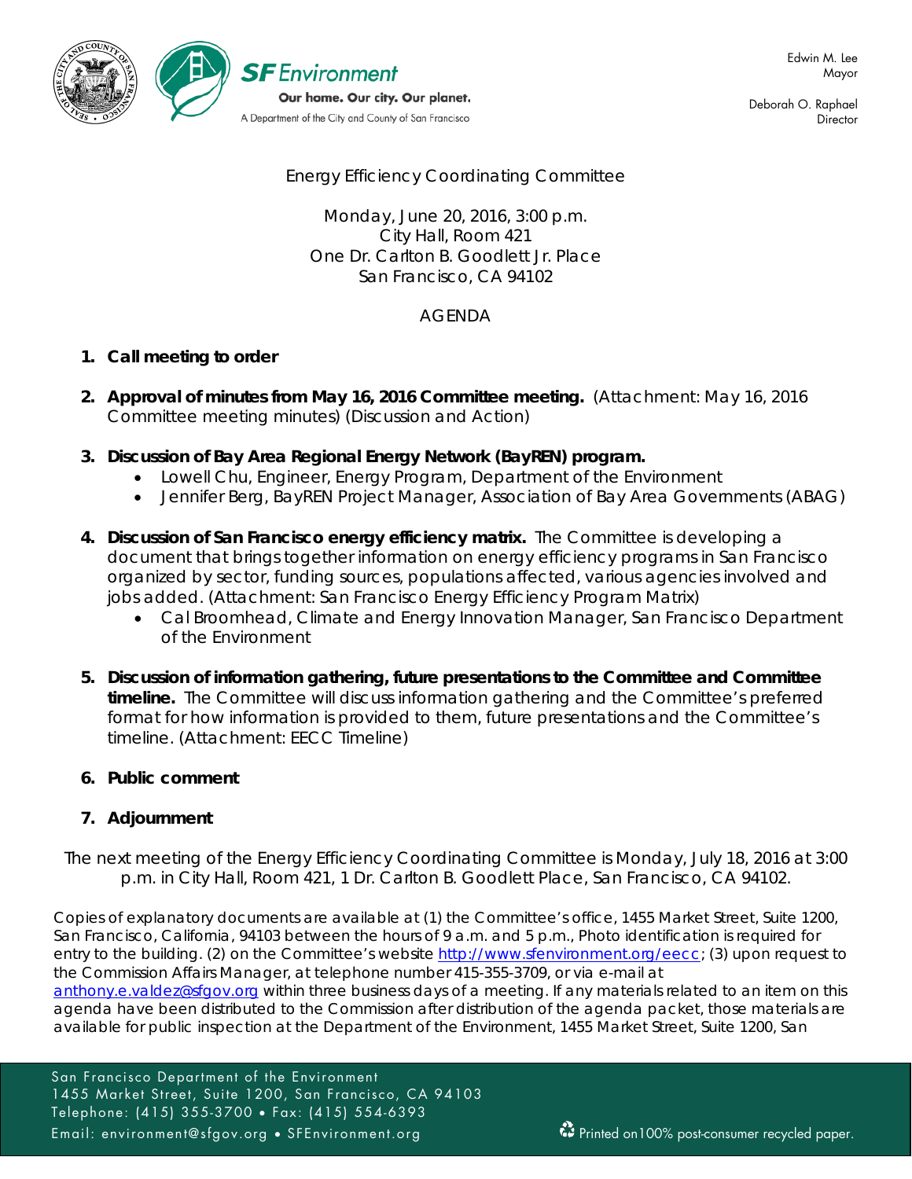SF Environment
Our home. Our city. Our planet.
A Department of the City and County of San Francisco

Edwin M. Lee
Mayor

Deborah O. Raphael
Director

Energy Efficiency Coordinating Committee

Monday, June 20, 2016, 3:00 p.m.
City Hall, Room 421
One Dr. Carlton B. Goodlett Jr. Place
San Francisco, CA 94102

AGENDA

1. **Call meeting to order**

2. **Approval of minutes from May 16, 2016 Committee meeting.** (Attachment: May 16, 2016 Committee meeting minutes) (Discussion and Action)

3. **Discussion of Bay Area Regional Energy Network (BayREN) program.**
   - Lowell Chu, Engineer, Energy Program, Department of the Environment
   - Jennifer Berg, BayREN Project Manager, Association of Bay Area Governments (ABAG)

4. **Discussion of San Francisco energy efficiency matrix.** The Committee is developing a document that brings together information on energy efficiency programs in San Francisco organized by sector, funding sources, populations affected, various agencies involved and jobs added. (Attachment: San Francisco Energy Efficiency Program Matrix)
   - Cal Broomhead, Climate and Energy Innovation Manager, San Francisco Department of the Environment

5. **Discussion of information gathering, future presentations to the Committee and Committee timeline.** The Committee will discuss information gathering and the Committee's preferred format for how information is provided to them, future presentations and the Committee's timeline. (Attachment: EECC Timeline)

6. **Public comment**

7. **Adjournment**

The next meeting of the Energy Efficiency Coordinating Committee is Monday, July 18, 2016 at 3:00 p.m. in City Hall, Room 421, 1 Dr. Carlton B. Goodlett Place, San Francisco, CA 94102.

Copies of explanatory documents are available at (1) the Committee's office, 1455 Market Street, Suite 1200, San Francisco, California, 94103 between the hours of 9 a.m. and 5 p.m., Photo identification is required for entry to the building. (2) on the Committee's website http://www.sfenvironment.org/eecc; (3) upon request to the Commission Affairs Manager, at telephone number 415-355-3709, or via e-mail at anthony.e.valdez@sfgov.org within three business days of a meeting. If any materials related to an item on this agenda have been distributed to the Commission after distribution of the agenda packet, those materials are available for public inspection at the Department of the Environment, 1455 Market Street, Suite 1200, San

San Francisco Department of the Environment
1455 Market Street, Suite 1200, San Francisco, CA 94103
Telephone: (415) 355-3700 • Fax: (415) 554-6393
Email: environment@sfgov.org • SFEnvironment.org

Printed on 100% post-consumer recycled paper.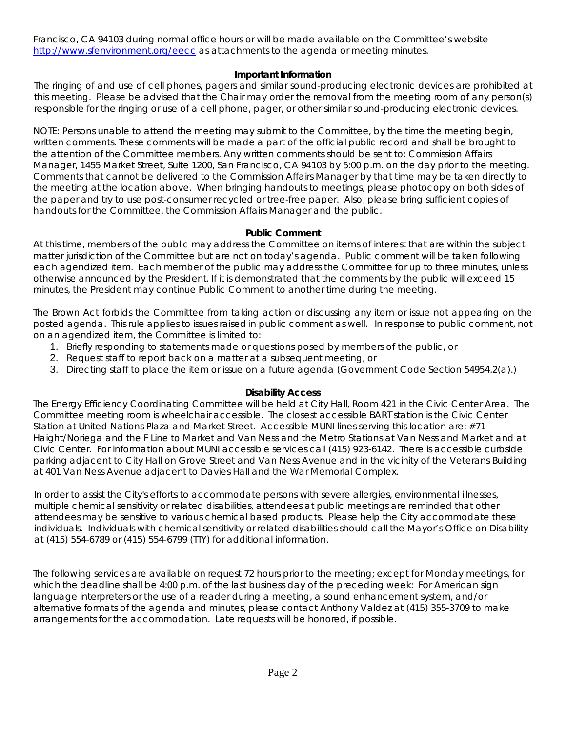Francisco, CA 94103 during normal office hours or will be made available on the Committee's website http://www.sfenvironment.org/eecc as attachments to the agenda or meeting minutes.

**Important Information**

The ringing of and use of cell phones, pagers and similar sound-producing electronic devices are prohibited at this meeting. Please be advised that the Chair may order the removal from the meeting room of any person(s) responsible for the ringing or use of a cell phone, pager, or other similar sound-producing electronic devices.

NOTE: Persons unable to attend the meeting may submit to the Committee, by the time the meeting begin, written comments. These comments will be made a part of the official public record and shall be brought to the attention of the Committee members. Any written comments should be sent to: Commission Affairs Manager, 1455 Market Street, Suite 1200, San Francisco, CA 94103 by 5:00 p.m. on the day prior to the meeting. Comments that cannot be delivered to the Commission Affairs Manager by that time may be taken directly to the meeting at the location above. When bringing handouts to meetings, please photocopy on both sides of the paper and try to use post-consumer recycled or tree-free paper. Also, please bring sufficient copies of handouts for the Committee, the Commission Affairs Manager and the public.

**Public Comment**

At this time, members of the public may address the Committee on items of interest that are within the subject matter jurisdiction of the Committee but are not on today's agenda. Public comment will be taken following each agendized item. Each member of the public may address the Committee for up to three minutes, unless otherwise announced by the President. If it is demonstrated that the comments by the public will exceed 15 minutes, the President may continue Public Comment to another time during the meeting.

The Brown Act forbids the Committee from taking action or discussing any item or issue not appearing on the posted agenda. This rule applies to issues raised in public comment as well. In response to public comment, not on an agendized item, the Committee is limited to:

1. Briefly responding to statements made or questions posed by members of the public, or
2. Request staff to report back on a matter at a subsequent meeting, or
3. Directing staff to place the item or issue on a future agenda (Government Code Section 54954.2(a).)

**Disability Access**

The Energy Efficiency Coordinating Committee will be held at City Hall, Room 421 in the Civic Center Area. The Committee meeting room is wheelchair accessible. The closest accessible BART station is the Civic Center Station at United Nations Plaza and Market Street. Accessible MUNI lines serving this location are: #71 Haight/Noriega and the F Line to Market and Van Ness and the Metro Stations at Van Ness and Market and at Civic Center. For information about MUNI accessible services call (415) 923-6142. There is accessible curbside parking adjacent to City Hall on Grove Street and Van Ness Avenue and in the vicinity of the Veterans Building at 401 Van Ness Avenue adjacent to Davies Hall and the War Memorial Complex.

In order to assist the City's efforts to accommodate persons with severe allergies, environmental illnesses, multiple chemical sensitivity or related disabilities, attendees at public meetings are reminded that other attendees may be sensitive to various chemical based products. Please help the City accommodate these individuals. Individuals with chemical sensitivity or related disabilities should call the Mayor's Office on Disability at (415) 554-6789 or (415) 554-6799 (TTY) for additional information.

The following services are available on request 72 hours prior to the meeting; except for Monday meetings, for which the deadline shall be 4:00 p.m. of the last business day of the preceding week: For American sign language interpreters or the use of a reader during a meeting, a sound enhancement system, and/or alternative formats of the agenda and minutes, please contact Anthony Valdez at (415) 355-3709 to make arrangements for the accommodation. Late requests will be honored, if possible.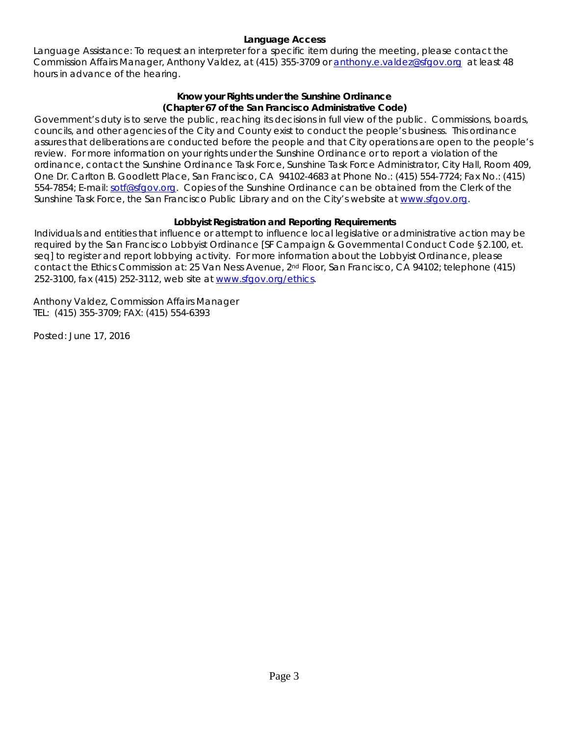**Language Access**

Language Assistance: To request an interpreter for a specific item during the meeting, please contact the Commission Affairs Manager, Anthony Valdez, at (415) 355-3709 or anthony.e.valdez@sfgov.org at least 48 hours in advance of the hearing.

**Know your Rights under the Sunshine Ordinance**
**(Chapter 67 of the San Francisco Administrative Code)**

Government's duty is to serve the public, reaching its decisions in full view of the public. Commissions, boards, councils, and other agencies of the City and County exist to conduct the people's business. This ordinance assures that deliberations are conducted before the people and that City operations are open to the people's review. For more information on your rights under the Sunshine Ordinance or to report a violation of the ordinance, contact the Sunshine Ordinance Task Force, Sunshine Task Force Administrator, City Hall, Room 409, One Dr. Carlton B. Goodlett Place, San Francisco, CA 94102-4683 at Phone No.: (415) 554-7724; Fax No.: (415) 554-7854; E-mail: sotf@sfgov.org. Copies of the Sunshine Ordinance can be obtained from the Clerk of the Sunshine Task Force, the San Francisco Public Library and on the City's website at www.sfgov.org.

**Lobbyist Registration and Reporting Requirements**

Individuals and entities that influence or attempt to influence local legislative or administrative action may be required by the San Francisco Lobbyist Ordinance [SF Campaign & Governmental Conduct Code §2.100, et. seq] to register and report lobbying activity. For more information about the Lobbyist Ordinance, please contact the Ethics Commission at: 25 Van Ness Avenue, 2nd Floor, San Francisco, CA 94102; telephone (415) 252-3100, fax (415) 252-3112, web site at www.sfgov.org/ethics.

Anthony Valdez, Commission Affairs Manager
TEL: (415) 355-3709; FAX: (415) 554-6393

Posted: June 17, 2016